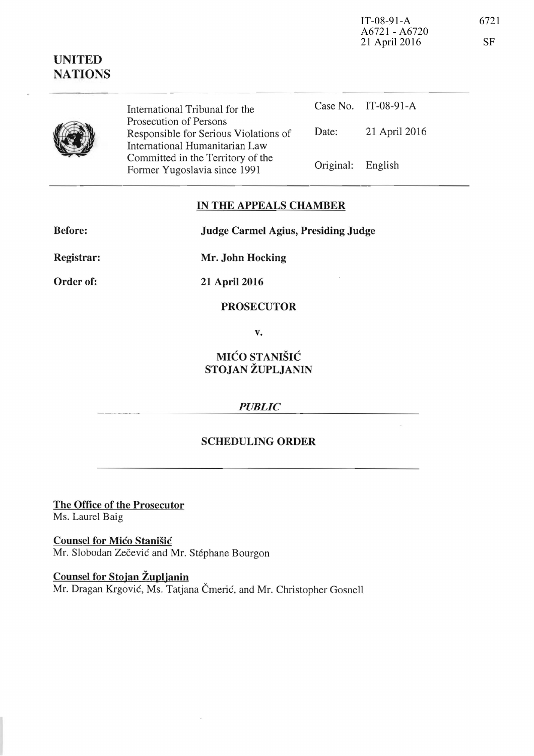IT-08-91-A
A6721 - A6720
21 April 2016

6721

SF

**UNITED NATIONS**

| International Tribunal for the Prosecution of Persons Responsible for Serious Violations of International Humanitarian Law Committed in the Territory of the Former Yugoslavia since 1991 | Case No. | IT-08-91-A |
|---|---|---|
| | Date: | 21 April 2016 |
| | Original: | English |

## IN THE APPEALS CHAMBER

**Before:** **Judge Carmel Agius, Presiding Judge**

**Registrar:** **Mr. John Hocking**

**Order of:** **21 April 2016**

**PROSECUTOR**

**v.**

**MIĆO STANIŠIĆ**
**STOJAN ŽUPLJANIN**

*PUBLIC*

## SCHEDULING ORDER

**The Office of the Prosecutor**
Ms. Laurel Baig

**Counsel for Mićo Stanišić**
Mr. Slobodan Zečević and Mr. Stéphane Bourgon

**Counsel for Stojan Župljanin**
Mr. Dragan Krgović, Ms. Tatjana Čmerić, and Mr. Christopher Gosnell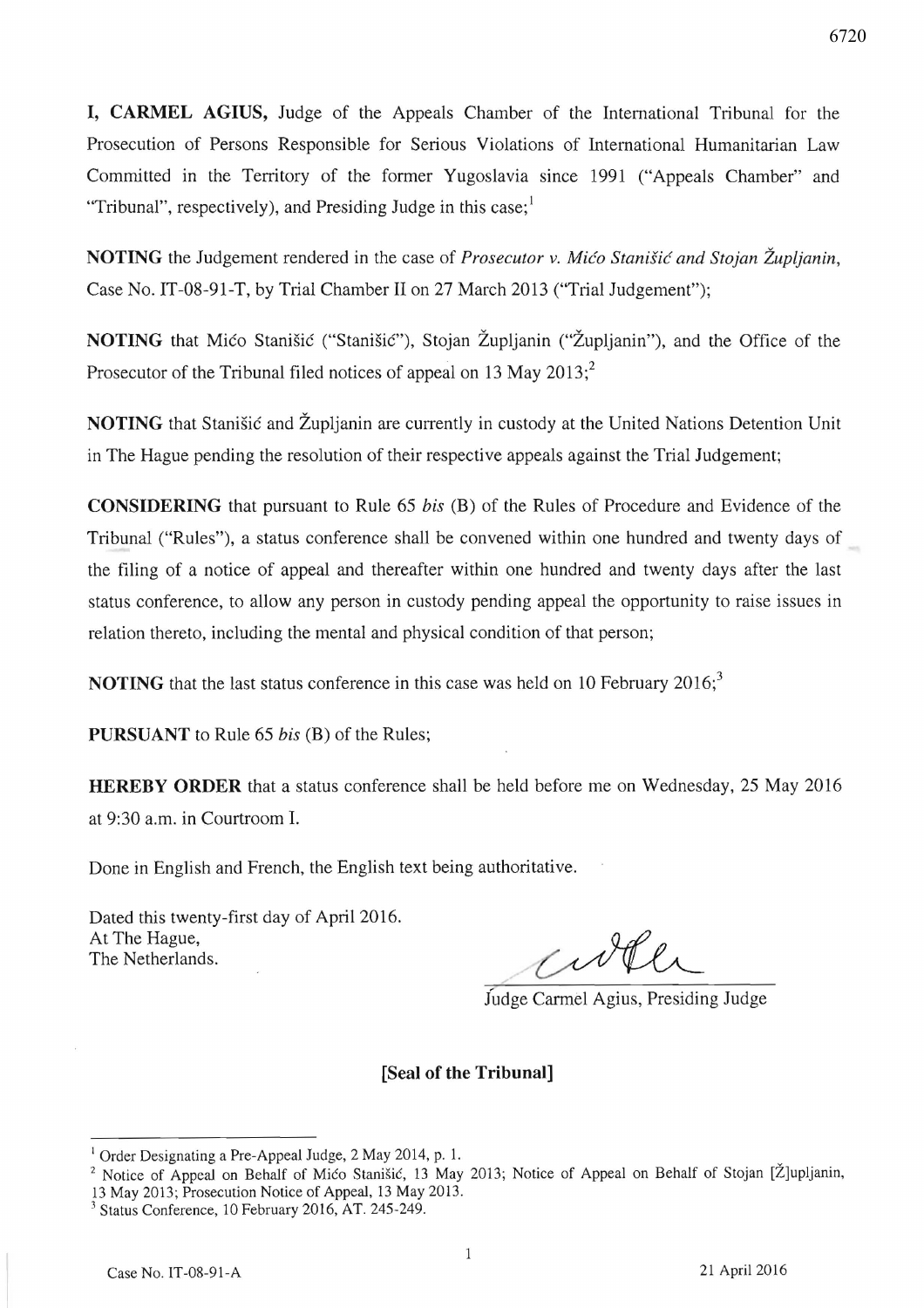**I, CARMEL AGIUS,** Judge of the Appeals Chamber of the International Tribunal for the Prosecution of Persons Responsible for Serious Violations of International Humanitarian Law Committed in the Territory of the former Yugoslavia since 1991 ("Appeals Chamber" and "Tribunal", respectively), and Presiding Judge in this case;[1]

**NOTING** the Judgement rendered in the case of *Prosecutor v. Mićo Stanišić and Stojan Župljanin*, Case No. IT-08-91-T, by Trial Chamber II on 27 March 2013 ("Trial Judgement");

**NOTING** that Mićo Stanišić ("Stanišić"), Stojan Župljanin ("Župljanin"), and the Office of the Prosecutor of the Tribunal filed notices of appeal on 13 May 2013;[2]

**NOTING** that Stanišić and Župljanin are currently in custody at the United Nations Detention Unit in The Hague pending the resolution of their respective appeals against the Trial Judgement;

**CONSIDERING** that pursuant to Rule 65 *bis* (B) of the Rules of Procedure and Evidence of the Tribunal ("Rules"), a status conference shall be convened within one hundred and twenty days of the filing of a notice of appeal and thereafter within one hundred and twenty days after the last status conference, to allow any person in custody pending appeal the opportunity to raise issues in relation thereto, including the mental and physical condition of that person;

**NOTING** that the last status conference in this case was held on 10 February 2016;[3]

**PURSUANT** to Rule 65 *bis* (B) of the Rules;

**HEREBY ORDER** that a status conference shall be held before me on Wednesday, 25 May 2016 at 9:30 a.m. in Courtroom I.

Done in English and French, the English text being authoritative.

Dated this twenty-first day of April 2016.
At The Hague,
The Netherlands.

Judge Carmel Agius, Presiding Judge

**[Seal of the Tribunal]**

---

[1] Order Designating a Pre-Appeal Judge, 2 May 2014, p. 1.

[2] Notice of Appeal on Behalf of Mićo Stanišić, 13 May 2013; Notice of Appeal on Behalf of Stojan [Ž]upljanin, 13 May 2013; Prosecution Notice of Appeal, 13 May 2013.

[3] Status Conference, 10 February 2016, AT. 245-249.